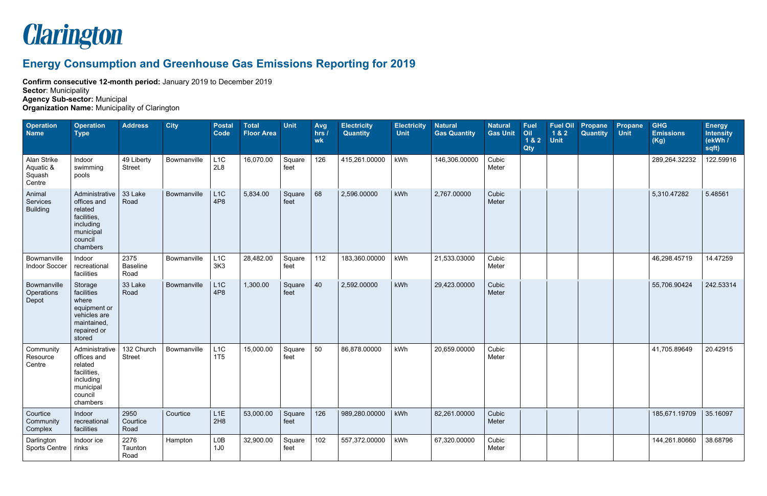# Clarington

## Energy Consumption and Greenhouse Gas Emissions Reporting for 2019

**Confirm consecutive 12-month period:** January 2019 to December 2019
**Sector**: Municipality
**Agency Sub-sector:** Municipal
**Organization Name:** Municipality of Clarington

| Operation Name | Operation Type | Address | City | Postal Code | Total Floor Area | Unit | Avg hrs / wk | Electricity Quantity | Electricity Unit | Natural Gas Quantity | Natural Gas Unit | Fuel Oil 1 & 2 Qty | Fuel Oil 1 & 2 Unit | Propane Quantity | Propane Unit | GHG Emissions (Kg) | Energy Intensity (ekWh / sqft) |
|---|---|---|---|---|---|---|---|---|---|---|---|---|---|---|---|---|---|
| Alan Strike Aquatic & Squash Centre | Indoor swimming pools | 49 Liberty Street | Bowmanville | L1C 2L8 | 16,070.00 | Square feet | 126 | 415,261.00000 | kWh | 146,306.00000 | Cubic Meter | | | | | 289,264.32232 | 122.59916 |
| Animal Services Building | Administrative offices and related facilities, including municipal council chambers | 33 Lake Road | Bowmanville | L1C 4P8 | 5,834.00 | Square feet | 68 | 2,596.00000 | kWh | 2,767.00000 | Cubic Meter | | | | | 5,310.47282 | 5.48561 |
| Bowmanville Indoor Soccer | Indoor recreational facilities | 2375 Baseline Road | Bowmanville | L1C 3K3 | 28,482.00 | Square feet | 112 | 183,360.00000 | kWh | 21,533.03000 | Cubic Meter | | | | | 46,298.45719 | 14.47259 |
| Bowmanville Operations Depot | Storage facilities where equipment or vehicles are maintained, repaired or stored | 33 Lake Road | Bowmanville | L1C 4P8 | 1,300.00 | Square feet | 40 | 2,592.00000 | kWh | 29,423.00000 | Cubic Meter | | | | | 55,706.90424 | 242.53314 |
| Community Resource Centre | Administrative offices and related facilities, including municipal council chambers | 132 Church Street | Bowmanville | L1C 1T5 | 15,000.00 | Square feet | 50 | 86,878.00000 | kWh | 20,659.00000 | Cubic Meter | | | | | 41,705.89649 | 20.42915 |
| Courtice Community Complex | Indoor recreational facilities | 2950 Courtice Road | Courtice | L1E 2H8 | 53,000.00 | Square feet | 126 | 989,280.00000 | kWh | 82,261.00000 | Cubic Meter | | | | | 185,671.19709 | 35.16097 |
| Darlington Sports Centre | Indoor ice rinks | 2276 Taunton Road | Hampton | L0B 1J0 | 32,900.00 | Square feet | 102 | 557,372.00000 | kWh | 67,320.00000 | Cubic Meter | | | | | 144,261.80660 | 38.68796 |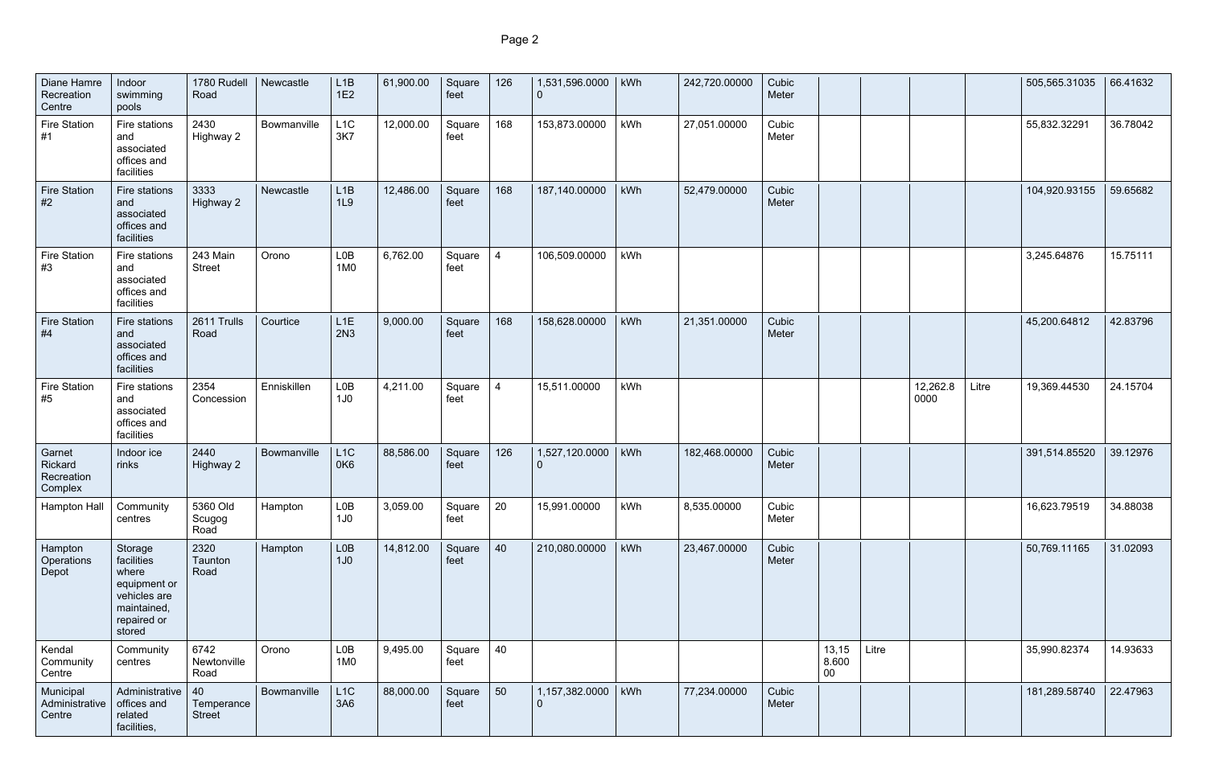| | | | | | | | | | | | | | | | | | |
|---|---|---|---|---|---|---|---|---|---|---|---|---|---|---|---|---|---|
| Diane Hamre Recreation Centre | Indoor swimming pools | 1780 Rudell Road | Newcastle | L1B 1E2 | 61,900.00 | Square feet | 126 | 1,531,596.00000 | kWh | 242,720.00000 | Cubic Meter | | | | | 505,565.31035 | 66.41632 |
| Fire Station #1 | Fire stations and associated offices and facilities | 2430 Highway 2 | Bowmanville | L1C 3K7 | 12,000.00 | Square feet | 168 | 153,873.00000 | kWh | 27,051.00000 | Cubic Meter | | | | | 55,832.32291 | 36.78042 |
| Fire Station #2 | Fire stations and associated offices and facilities | 3333 Highway 2 | Newcastle | L1B 1L9 | 12,486.00 | Square feet | 168 | 187,140.00000 | kWh | 52,479.00000 | Cubic Meter | | | | | 104,920.93155 | 59.65682 |
| Fire Station #3 | Fire stations and associated offices and facilities | 243 Main Street | Orono | L0B 1M0 | 6,762.00 | Square feet | 4 | 106,509.00000 | kWh | | | | | | | 3,245.64876 | 15.75111 |
| Fire Station #4 | Fire stations and associated offices and facilities | 2611 Trulls Road | Courtice | L1E 2N3 | 9,000.00 | Square feet | 168 | 158,628.00000 | kWh | 21,351.00000 | Cubic Meter | | | | | 45,200.64812 | 42.83796 |
| Fire Station #5 | Fire stations and associated offices and facilities | 2354 Concession | Enniskillen | L0B 1J0 | 4,211.00 | Square feet | 4 | 15,511.00000 | kWh | | | | | 12,262.80000 | Litre | 19,369.44530 | 24.15704 |
| Garnet Rickard Recreation Complex | Indoor ice rinks | 2440 Highway 2 | Bowmanville | L1C 0K6 | 88,586.00 | Square feet | 126 | 1,527,120.00000 | kWh | 182,468.00000 | Cubic Meter | | | | | 391,514.85520 | 39.12976 |
| Hampton Hall | Community centres | 5360 Old Scugog Road | Hampton | L0B 1J0 | 3,059.00 | Square feet | 20 | 15,991.00000 | kWh | 8,535.00000 | Cubic Meter | | | | | 16,623.79519 | 34.88038 |
| Hampton Operations Depot | Storage facilities where equipment or vehicles are maintained, repaired or stored | 2320 Taunton Road | Hampton | L0B 1J0 | 14,812.00 | Square feet | 40 | 210,080.00000 | kWh | 23,467.00000 | Cubic Meter | | | | | 50,769.11165 | 31.02093 |
| Kendal Community Centre | Community centres | 6742 Newtonville Road | Orono | L0B 1M0 | 9,495.00 | Square feet | 40 | | | | | 13,158.60000 | Litre | | | 35,990.82374 | 14.93633 |
| Municipal Administrative Centre | Administrative offices and related facilities, | 40 Temperance Street | Bowmanville | L1C 3A6 | 88,000.00 | Square feet | 50 | 1,157,382.00000 | kWh | 77,234.00000 | Cubic Meter | | | | | 181,289.58740 | 22.47963 |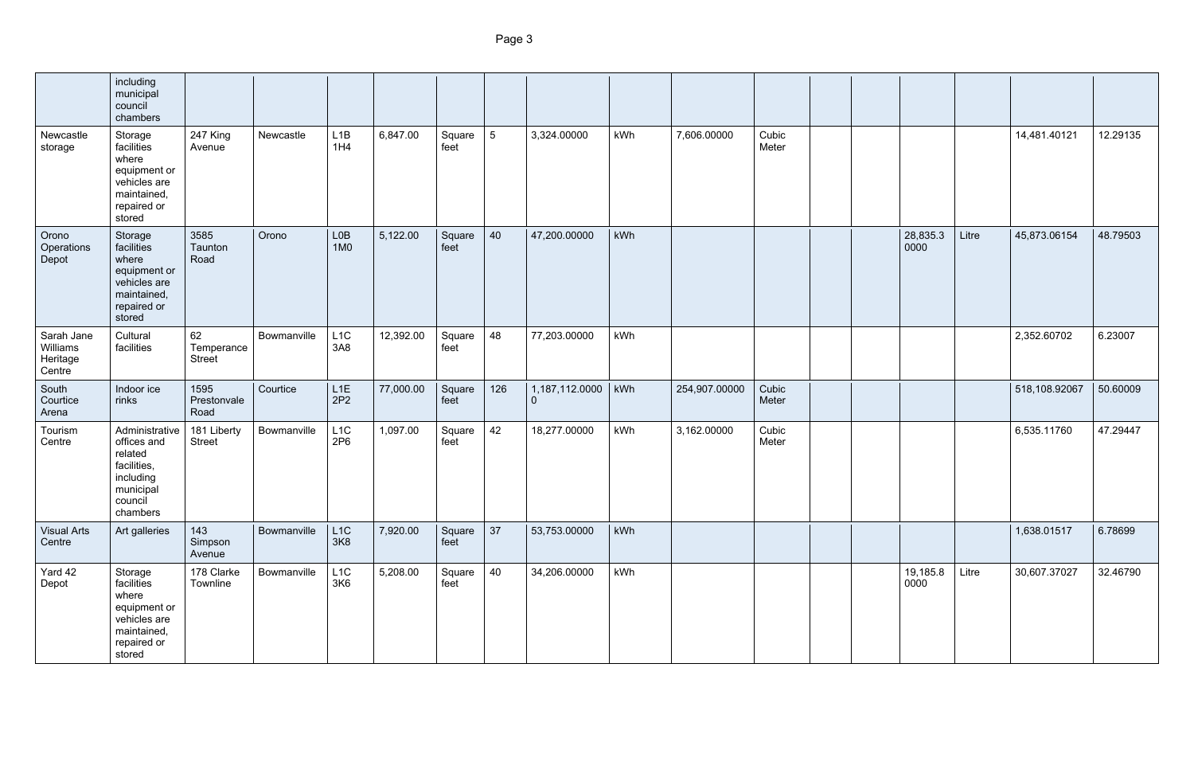| | | | | | | | | | | | | | | | | | |
|---|---|---|---|---|---|---|---|---|---|---|---|---|---|---|---|---|---|
| | including municipal council chambers | | | | | | | | | | | | | | | | |
| Newcastle storage | Storage facilities where equipment or vehicles are maintained, repaired or stored | 247 King Avenue | Newcastle | L1B 1H4 | 6,847.00 | Square feet | 5 | 3,324.00000 | kWh | 7,606.00000 | Cubic Meter | | | | | 14,481.40121 | 12.29135 |
| Orono Operations Depot | Storage facilities where equipment or vehicles are maintained, repaired or stored | 3585 Taunton Road | Orono | L0B 1M0 | 5,122.00 | Square feet | 40 | 47,200.00000 | kWh | | | | | 28,835.30000 | Litre | 45,873.06154 | 48.79503 |
| Sarah Jane Williams Heritage Centre | Cultural facilities | 62 Temperance Street | Bowmanville | L1C 3A8 | 12,392.00 | Square feet | 48 | 77,203.00000 | kWh | | | | | | | 2,352.60702 | 6.23007 |
| South Courtice Arena | Indoor ice rinks | 1595 Prestonvale Road | Courtice | L1E 2P2 | 77,000.00 | Square feet | 126 | 1,187,112.00000 | kWh | 254,907.00000 | Cubic Meter | | | | | 518,108.92067 | 50.60009 |
| Tourism Centre | Administrative offices and related facilities, including municipal council chambers | 181 Liberty Street | Bowmanville | L1C 2P6 | 1,097.00 | Square feet | 42 | 18,277.00000 | kWh | 3,162.00000 | Cubic Meter | | | | | 6,535.11760 | 47.29447 |
| Visual Arts Centre | Art galleries | 143 Simpson Avenue | Bowmanville | L1C 3K8 | 7,920.00 | Square feet | 37 | 53,753.00000 | kWh | | | | | | | 1,638.01517 | 6.78699 |
| Yard 42 Depot | Storage facilities where equipment or vehicles are maintained, repaired or stored | 178 Clarke Townline | Bowmanville | L1C 3K6 | 5,208.00 | Square feet | 40 | 34,206.00000 | kWh | | | | | 19,185.80000 | Litre | 30,607.37027 | 32.46790 |